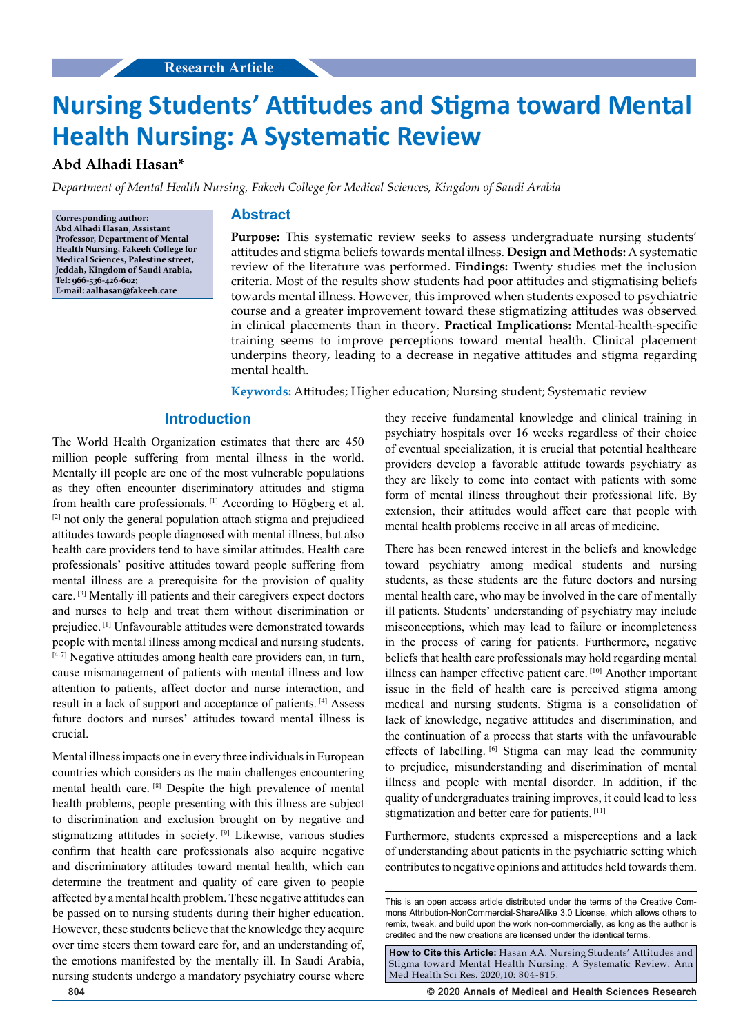Research Article

# Nursing Students' Attitudes and Stigma toward Mental Health Nursing: A Systematic Review

**Abd Alhadi Hasan***

*Department of Mental Health Nursing, Fakeeh College for Medical Sciences, Kingdom of Saudi Arabia*

**Corresponding author: Abd Alhadi Hasan, Assistant Professor, Department of Mental Health Nursing, Fakeeh College for Medical Sciences, Palestine street, Jeddah, Kingdom of Saudi Arabia, Tel: 966-536-426-602; E-mail: aalhasan@fakeeh.care**

## Abstract

**Purpose:** This systematic review seeks to assess undergraduate nursing students' attitudes and stigma beliefs towards mental illness. **Design and Methods:** A systematic review of the literature was performed. **Findings:** Twenty studies met the inclusion criteria. Most of the results show students had poor attitudes and stigmatising beliefs towards mental illness. However, this improved when students exposed to psychiatric course and a greater improvement toward these stigmatizing attitudes was observed in clinical placements than in theory. **Practical Implications:** Mental-health-specific training seems to improve perceptions toward mental health. Clinical placement underpins theory, leading to a decrease in negative attitudes and stigma regarding mental health.

**Keywords:** Attitudes; Higher education; Nursing student; Systematic review

## Introduction

The World Health Organization estimates that there are 450 million people suffering from mental illness in the world. Mentally ill people are one of the most vulnerable populations as they often encounter discriminatory attitudes and stigma from health care professionals. [1] According to Högberg et al. [2] not only the general population attach stigma and prejudiced attitudes towards people diagnosed with mental illness, but also health care providers tend to have similar attitudes. Health care professionals' positive attitudes toward people suffering from mental illness are a prerequisite for the provision of quality care. [3] Mentally ill patients and their caregivers expect doctors and nurses to help and treat them without discrimination or prejudice. [1] Unfavourable attitudes were demonstrated towards people with mental illness among medical and nursing students. [4-7] Negative attitudes among health care providers can, in turn, cause mismanagement of patients with mental illness and low attention to patients, affect doctor and nurse interaction, and result in a lack of support and acceptance of patients. [4] Assess future doctors and nurses' attitudes toward mental illness is crucial.

Mental illness impacts one in every three individuals in European countries which considers as the main challenges encountering mental health care. [8] Despite the high prevalence of mental health problems, people presenting with this illness are subject to discrimination and exclusion brought on by negative and stigmatizing attitudes in society. [9] Likewise, various studies confirm that health care professionals also acquire negative and discriminatory attitudes toward mental health, which can determine the treatment and quality of care given to people affected by a mental health problem. These negative attitudes can be passed on to nursing students during their higher education. However, these students believe that the knowledge they acquire over time steers them toward care for, and an understanding of, the emotions manifested by the mentally ill. In Saudi Arabia, nursing students undergo a mandatory psychiatry course where they receive fundamental knowledge and clinical training in psychiatry hospitals over 16 weeks regardless of their choice of eventual specialization, it is crucial that potential healthcare providers develop a favorable attitude towards psychiatry as they are likely to come into contact with patients with some form of mental illness throughout their professional life. By extension, their attitudes would affect care that people with mental health problems receive in all areas of medicine.

There has been renewed interest in the beliefs and knowledge toward psychiatry among medical students and nursing students, as these students are the future doctors and nursing mental health care, who may be involved in the care of mentally ill patients. Students' understanding of psychiatry may include misconceptions, which may lead to failure or incompleteness in the process of caring for patients. Furthermore, negative beliefs that health care professionals may hold regarding mental illness can hamper effective patient care. [10] Another important issue in the field of health care is perceived stigma among medical and nursing students. Stigma is a consolidation of lack of knowledge, negative attitudes and discrimination, and the continuation of a process that starts with the unfavourable effects of labelling. [6] Stigma can may lead the community to prejudice, misunderstanding and discrimination of mental illness and people with mental disorder. In addition, if the quality of undergraduates training improves, it could lead to less stigmatization and better care for patients. [11]

Furthermore, students expressed a misperceptions and a lack of understanding about patients in the psychiatric setting which contributes to negative opinions and attitudes held towards them.

This is an open access article distributed under the terms of the Creative Commons Attribution-NonCommercial-ShareAlike 3.0 License, which allows others to remix, tweak, and build upon the work non-commercially, as long as the author is credited and the new creations are licensed under the identical terms.

**How to Cite this Article:** Hasan AA. Nursing Students' Attitudes and Stigma toward Mental Health Nursing: A Systematic Review. Ann Med Health Sci Res. 2020;10: 804-815.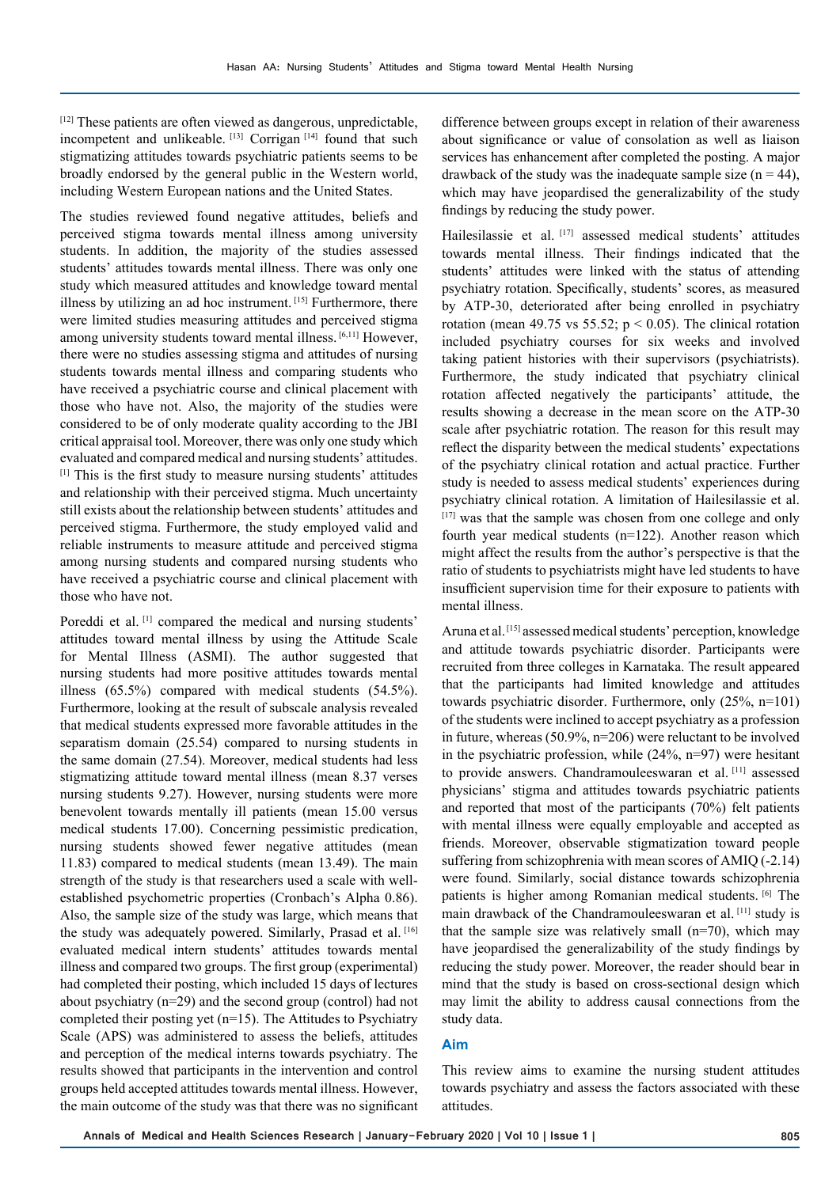[12] These patients are often viewed as dangerous, unpredictable, incompetent and unlikeable. [13] Corrigan [14] found that such stigmatizing attitudes towards psychiatric patients seems to be broadly endorsed by the general public in the Western world, including Western European nations and the United States.

The studies reviewed found negative attitudes, beliefs and perceived stigma towards mental illness among university students. In addition, the majority of the studies assessed students' attitudes towards mental illness. There was only one study which measured attitudes and knowledge toward mental illness by utilizing an ad hoc instrument. [15] Furthermore, there were limited studies measuring attitudes and perceived stigma among university students toward mental illness. [6,11] However, there were no studies assessing stigma and attitudes of nursing students towards mental illness and comparing students who have received a psychiatric course and clinical placement with those who have not. Also, the majority of the studies were considered to be of only moderate quality according to the JBI critical appraisal tool. Moreover, there was only one study which evaluated and compared medical and nursing students' attitudes. [1] This is the first study to measure nursing students' attitudes and relationship with their perceived stigma. Much uncertainty still exists about the relationship between students' attitudes and perceived stigma. Furthermore, the study employed valid and reliable instruments to measure attitude and perceived stigma among nursing students and compared nursing students who have received a psychiatric course and clinical placement with those who have not.

Poreddi et al. [1] compared the medical and nursing students' attitudes toward mental illness by using the Attitude Scale for Mental Illness (ASMI). The author suggested that nursing students had more positive attitudes towards mental illness (65.5%) compared with medical students (54.5%). Furthermore, looking at the result of subscale analysis revealed that medical students expressed more favorable attitudes in the separatism domain (25.54) compared to nursing students in the same domain (27.54). Moreover, medical students had less stigmatizing attitude toward mental illness (mean 8.37 verses nursing students 9.27). However, nursing students were more benevolent towards mentally ill patients (mean 15.00 versus medical students 17.00). Concerning pessimistic predication, nursing students showed fewer negative attitudes (mean 11.83) compared to medical students (mean 13.49). The main strength of the study is that researchers used a scale with well-established psychometric properties (Cronbach's Alpha 0.86). Also, the sample size of the study was large, which means that the study was adequately powered. Similarly, Prasad et al. [16] evaluated medical intern students' attitudes towards mental illness and compared two groups. The first group (experimental) had completed their posting, which included 15 days of lectures about psychiatry (n=29) and the second group (control) had not completed their posting yet (n=15). The Attitudes to Psychiatry Scale (APS) was administered to assess the beliefs, attitudes and perception of the medical interns towards psychiatry. The results showed that participants in the intervention and control groups held accepted attitudes towards mental illness. However, the main outcome of the study was that there was no significant difference between groups except in relation of their awareness about significance or value of consolation as well as liaison services has enhancement after completed the posting. A major drawback of the study was the inadequate sample size (n = 44), which may have jeopardised the generalizability of the study findings by reducing the study power.

Hailesilassie et al. [17] assessed medical students' attitudes towards mental illness. Their findings indicated that the students' attitudes were linked with the status of attending psychiatry rotation. Specifically, students' scores, as measured by ATP-30, deteriorated after being enrolled in psychiatry rotation (mean 49.75 vs 55.52; $p < 0.05$). The clinical rotation included psychiatry courses for six weeks and involved taking patient histories with their supervisors (psychiatrists). Furthermore, the study indicated that psychiatry clinical rotation affected negatively the participants' attitude, the results showing a decrease in the mean score on the ATP-30 scale after psychiatric rotation. The reason for this result may reflect the disparity between the medical students' expectations of the psychiatry clinical rotation and actual practice. Further study is needed to assess medical students' experiences during psychiatry clinical rotation. A limitation of Hailesilassie et al. [17] was that the sample was chosen from one college and only fourth year medical students (n=122). Another reason which might affect the results from the author's perspective is that the ratio of students to psychiatrists might have led students to have insufficient supervision time for their exposure to patients with mental illness.

Aruna et al. [15] assessed medical students' perception, knowledge and attitude towards psychiatric disorder. Participants were recruited from three colleges in Karnataka. The result appeared that the participants had limited knowledge and attitudes towards psychiatric disorder. Furthermore, only (25%, n=101) of the students were inclined to accept psychiatry as a profession in future, whereas (50.9%, n=206) were reluctant to be involved in the psychiatric profession, while (24%, n=97) were hesitant to provide answers. Chandramouleeswaran et al. [11] assessed physicians' stigma and attitudes towards psychiatric patients and reported that most of the participants (70%) felt patients with mental illness were equally employable and accepted as friends. Moreover, observable stigmatization toward people suffering from schizophrenia with mean scores of AMIQ (-2.14) were found. Similarly, social distance towards schizophrenia patients is higher among Romanian medical students. [6] The main drawback of the Chandramouleeswaran et al. [11] study is that the sample size was relatively small (n=70), which may have jeopardised the generalizability of the study findings by reducing the study power. Moreover, the reader should bear in mind that the study is based on cross-sectional design which may limit the ability to address causal connections from the study data.

## Aim

This review aims to examine the nursing student attitudes towards psychiatry and assess the factors associated with these attitudes.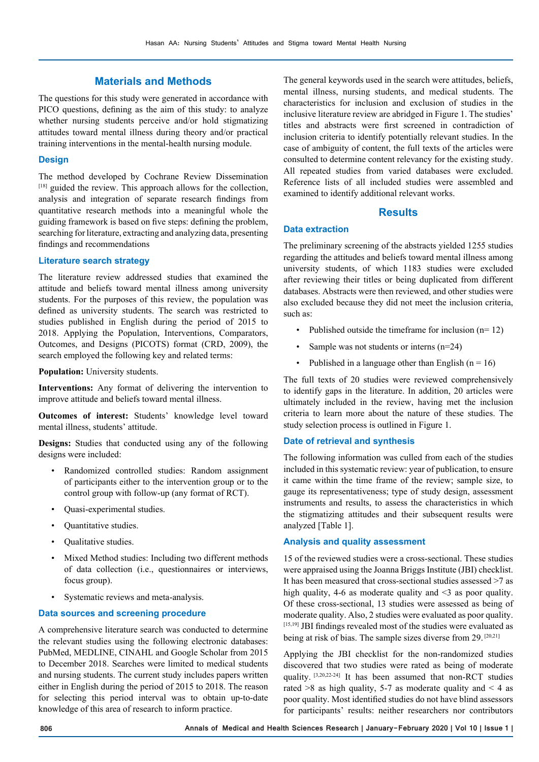## Materials and Methods

The questions for this study were generated in accordance with PICO questions, defining as the aim of this study: to analyze whether nursing students perceive and/or hold stigmatizing attitudes toward mental illness during theory and/or practical training interventions in the mental-health nursing module.

### Design

The method developed by Cochrane Review Dissemination [18] guided the review. This approach allows for the collection, analysis and integration of separate research findings from quantitative research methods into a meaningful whole the guiding framework is based on five steps: defining the problem, searching for literature, extracting and analyzing data, presenting findings and recommendations

### Literature search strategy

The literature review addressed studies that examined the attitude and beliefs toward mental illness among university students. For the purposes of this review, the population was defined as university students. The search was restricted to studies published in English during the period of 2015 to 2018. Applying the Population, Interventions, Comparators, Outcomes, and Designs (PICOTS) format (CRD, 2009), the search employed the following key and related terms:

**Population:** University students.

**Interventions:** Any format of delivering the intervention to improve attitude and beliefs toward mental illness.

**Outcomes of interest:** Students' knowledge level toward mental illness, students' attitude.

**Designs:** Studies that conducted using any of the following designs were included:

- Randomized controlled studies: Random assignment of participants either to the intervention group or to the control group with follow-up (any format of RCT).
- Quasi-experimental studies.
- Quantitative studies.
- Qualitative studies.
- Mixed Method studies: Including two different methods of data collection (i.e., questionnaires or interviews, focus group).
- Systematic reviews and meta-analysis.

### Data sources and screening procedure

A comprehensive literature search was conducted to determine the relevant studies using the following electronic databases: PubMed, MEDLINE, CINAHL and Google Scholar from 2015 to December 2018. Searches were limited to medical students and nursing students. The current study includes papers written either in English during the period of 2015 to 2018. The reason for selecting this period interval was to obtain up-to-date knowledge of this area of research to inform practice.

The general keywords used in the search were attitudes, beliefs, mental illness, nursing students, and medical students. The characteristics for inclusion and exclusion of studies in the inclusive literature review are abridged in Figure 1. The studies' titles and abstracts were first screened in contradiction of inclusion criteria to identify potentially relevant studies. In the case of ambiguity of content, the full texts of the articles were consulted to determine content relevancy for the existing study. All repeated studies from varied databases were excluded. Reference lists of all included studies were assembled and examined to identify additional relevant works.

## Results

### Data extraction

The preliminary screening of the abstracts yielded 1255 studies regarding the attitudes and beliefs toward mental illness among university students, of which 1183 studies were excluded after reviewing their titles or being duplicated from different databases. Abstracts were then reviewed, and other studies were also excluded because they did not meet the inclusion criteria, such as:

- Published outside the timeframe for inclusion (n= 12)
- Sample was not students or interns (n=24)
- Published in a language other than English (n = 16)

The full texts of 20 studies were reviewed comprehensively to identify gaps in the literature. In addition, 20 articles were ultimately included in the review, having met the inclusion criteria to learn more about the nature of these studies. The study selection process is outlined in Figure 1.

### Date of retrieval and synthesis

The following information was culled from each of the studies included in this systematic review: year of publication, to ensure it came within the time frame of the review; sample size, to gauge its representativeness; type of study design, assessment instruments and results, to assess the characteristics in which the stigmatizing attitudes and their subsequent results were analyzed [Table 1].

### Analysis and quality assessment

15 of the reviewed studies were a cross-sectional. These studies were appraised using the Joanna Briggs Institute (JBI) checklist. It has been measured that cross-sectional studies assessed >7 as high quality, 4-6 as moderate quality and <3 as poor quality. Of these cross-sectional, 13 studies were assessed as being of moderate quality. Also, 2 studies were evaluated as poor quality. [15,19] JBI findings revealed most of the studies were evaluated as being at risk of bias. The sample sizes diverse from 29. [20,21]

Applying the JBI checklist for the non-randomized studies discovered that two studies were rated as being of moderate quality. [3,20,22-24] It has been assumed that non-RCT studies rated >8 as high quality, 5-7 as moderate quality and < 4 as poor quality. Most identified studies do not have blind assessors for participants' results: neither researchers nor contributors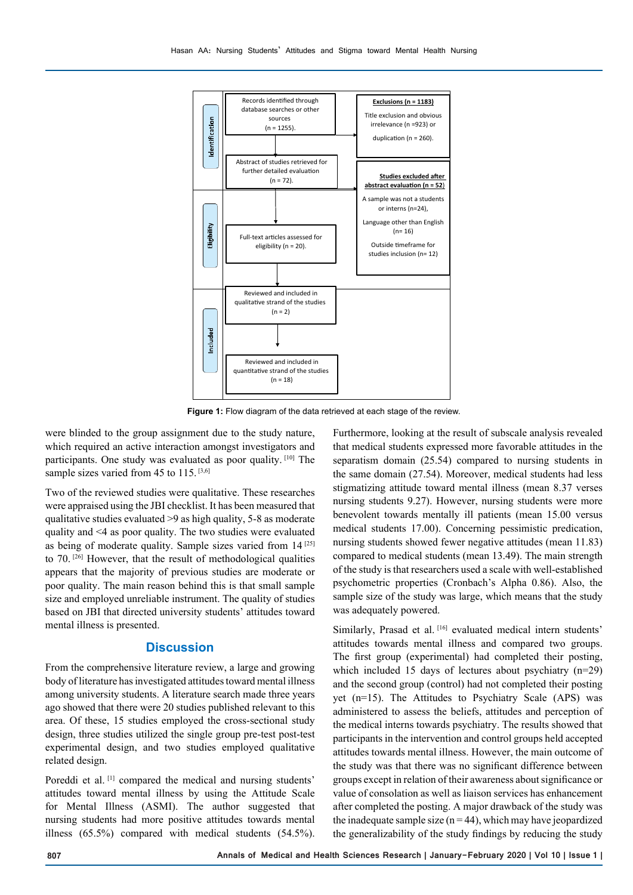**Identification**

Records identified through database searches or other sources (n = 1255).

**Exclusions (n = 1183)**
Title exclusion and obvious irrelevance (n =923) or duplication (n = 260).

Abstract of studies retrieved for further detailed evaluation (n = 72).

**Studies excluded after abstract evaluation (n = 52)**
A sample was not a students or interns (n=24),
Language other than English (n= 16)
Outside timeframe for studies inclusion (n= 12)

**Eligibility**

Full-text articles assessed for eligibility (n = 20).

**Included**

Reviewed and included in qualitative strand of the studies (n = 2)

Reviewed and included in quantitative strand of the studies (n = 18)

**Figure 1:** Flow diagram of the data retrieved at each stage of the review.

were blinded to the group assignment due to the study nature, which required an active interaction amongst investigators and participants. One study was evaluated as poor quality. [10] The sample sizes varied from 45 to 115. [3,6]

Two of the reviewed studies were qualitative. These researches were appraised using the JBI checklist. It has been measured that qualitative studies evaluated >9 as high quality, 5-8 as moderate quality and <4 as poor quality. The two studies were evaluated as being of moderate quality. Sample sizes varied from 14 [25] to 70. [26] However, that the result of methodological qualities appears that the majority of previous studies are moderate or poor quality. The main reason behind this is that small sample size and employed unreliable instrument. The quality of studies based on JBI that directed university students' attitudes toward mental illness is presented.

## Discussion

From the comprehensive literature review, a large and growing body of literature has investigated attitudes toward mental illness among university students. A literature search made three years ago showed that there were 20 studies published relevant to this area. Of these, 15 studies employed the cross-sectional study design, three studies utilized the single group pre-test post-test experimental design, and two studies employed qualitative related design.

Poreddi et al. [1] compared the medical and nursing students' attitudes toward mental illness by using the Attitude Scale for Mental Illness (ASMI). The author suggested that nursing students had more positive attitudes towards mental illness (65.5%) compared with medical students (54.5%). Furthermore, looking at the result of subscale analysis revealed that medical students expressed more favorable attitudes in the separatism domain (25.54) compared to nursing students in the same domain (27.54). Moreover, medical students had less stigmatizing attitude toward mental illness (mean 8.37 verses nursing students 9.27). However, nursing students were more benevolent towards mentally ill patients (mean 15.00 versus medical students 17.00). Concerning pessimistic predication, nursing students showed fewer negative attitudes (mean 11.83) compared to medical students (mean 13.49). The main strength of the study is that researchers used a scale with well-established psychometric properties (Cronbach's Alpha 0.86). Also, the sample size of the study was large, which means that the study was adequately powered.

Similarly, Prasad et al. [16] evaluated medical intern students' attitudes towards mental illness and compared two groups. The first group (experimental) had completed their posting, which included 15 days of lectures about psychiatry (n=29) and the second group (control) had not completed their posting yet (n=15). The Attitudes to Psychiatry Scale (APS) was administered to assess the beliefs, attitudes and perception of the medical interns towards psychiatry. The results showed that participants in the intervention and control groups held accepted attitudes towards mental illness. However, the main outcome of the study was that there was no significant difference between groups except in relation of their awareness about significance or value of consolation as well as liaison services has enhancement after completed the posting. A major drawback of the study was the inadequate sample size (n = 44), which may have jeopardized the generalizability of the study findings by reducing the study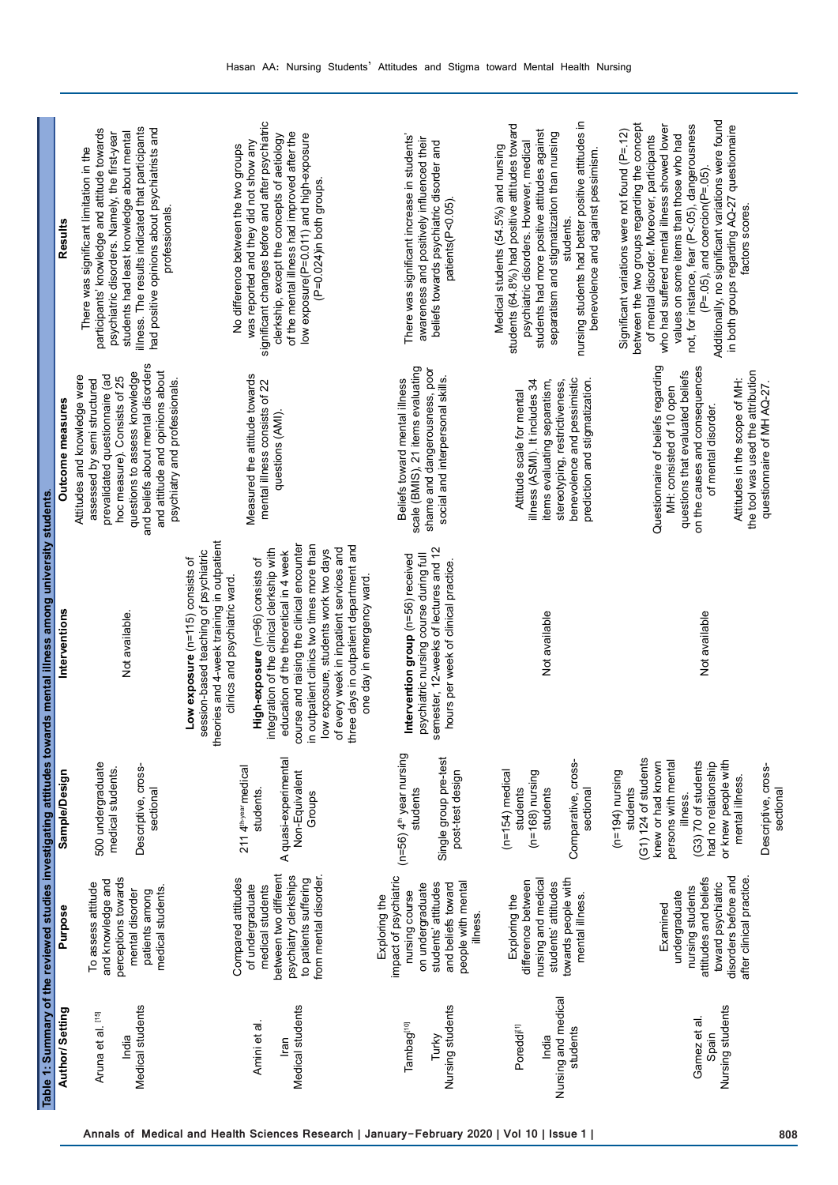**Table 1: Summary of the reviewed studies investigating attitudes towards mental illness among university students.**

| Author/ Setting | Purpose | Sample/Design | Interventions | Outcome measures | Results |
|---|---|---|---|---|---|
| Aruna et al. [15] India Medical students | To assess attitude and knowledge and perceptions towards mental disorder patients among medical students. | 500 undergraduate medical students. Descriptive, cross-sectional | Not available. | Attitudes and knowledge were assessed by semi structured prevalidated questionnaire (ad hoc measure). Consists of 25 questions to assess knowledge and beliefs about mental disorders and attitude and opinions about psychiatry and professionals. | There was significant limitation in the participants' knowledge and attitude towards psychiatric disorders. Namely, the first-year students had least knowledge about mental illness. The results indicated that participants had positive opinions about psychiatrists and professionals. |
| Amini et al. Iran Medical students | Compared attitudes of undergraduate medical students between two different psychiatry clerkships to patients suffering from mental disorder. | 211 4[th-year] medical students. A quasi-experimental Non-Equivalent Groups | **Low exposure** (n=115) consists of session-based teaching of psychiatric theories and 4-week training in outpatient clinics and psychiatric ward. **High-exposure** (n=96) consists of integration of the clinical clerkship with education of the theoretical in 4 week course and raising the clinical encounter in outpatient clinics two times more than low exposure, students work two days of every week in inpatient services and three days in outpatient department and one day in emergency ward. | Measured the attitude towards mental illness consists of 22 questions (AMI). | No difference between the two groups was reported and they did not show any significant changes before and after psychiatric clerkship, except the concepts of aetiology of the mental illness had improved after the low exposure(P=0.011) and high-exposure (P=0.024)in both groups. |
| Tambag[10] Turky Nursing students | Exploring the impact of psychiatric nursing course on undergraduate students' attitudes and beliefs toward people with mental illness. | (n=56) 4[th] year nursing students Single group pre-test post-test design | **Intervention group** (n=56) received psychiatric nursing course during full semester, 12-weeks of lectures and 12 hours per week of clinical practice. | Beliefs toward mental illness scale (BMIS). 21 items evaluating shame and dangerousness, poor social and interpersonal skills. | There was significant increase in students' awareness and positively influenced their beliefs towards psychiatric disorder and patients(P<0.05). |
| Poreddi[1] India Nursing and medical students | Exploring the difference between nursing and medical students' attitudes towards people with mental illness. | (n=154) medical students (n=168) nursing students Comparative, cross-sectional | Not available | Attitude scale for mental illness (ASMI). It includes 34 items evaluating separatism, stereotyping, restrictiveness, benevolence and pessimistic prediction and stigmatization. | Medical students (54.5%) and nursing students (64.8%) had positive attitudes toward psychiatric disorders. However, medical students had more positive attitudes against separatism and stigmatization than nursing students. nursing students had better positive attitudes in benevolence and against pessimism. |
| Gamez et al. Spain Nursing students | Examined undergraduate nursing students attitudes and beliefs toward psychiatric disorders before and after clinical practice. | (n=194) nursing students (G1) 124 of students knew or had known persons with mental illness. (G3) 70 of students had no relationship or knew people with mental illness. Descriptive, cross-sectional | Not available | Questionnaire of beliefs regarding MH: consisted of 10 open questions that evaluated beliefs on the causes and consequences of mental disorder. Attitudes in the scope of MH: the tool was used the attribution questionnaire of MH AQ-27. | Significant variations were not found (P=.12) between the two groups regarding the concept of mental disorder. Moreover, participants who had suffered mental illness showed lower values on some items than those who had not, for instance, fear (P<.05), dangerousness (P=.05), and coercion(P=.05). Additionally, no significant variations were found in both groups regarding AQ-27 questionnaire factors scores. |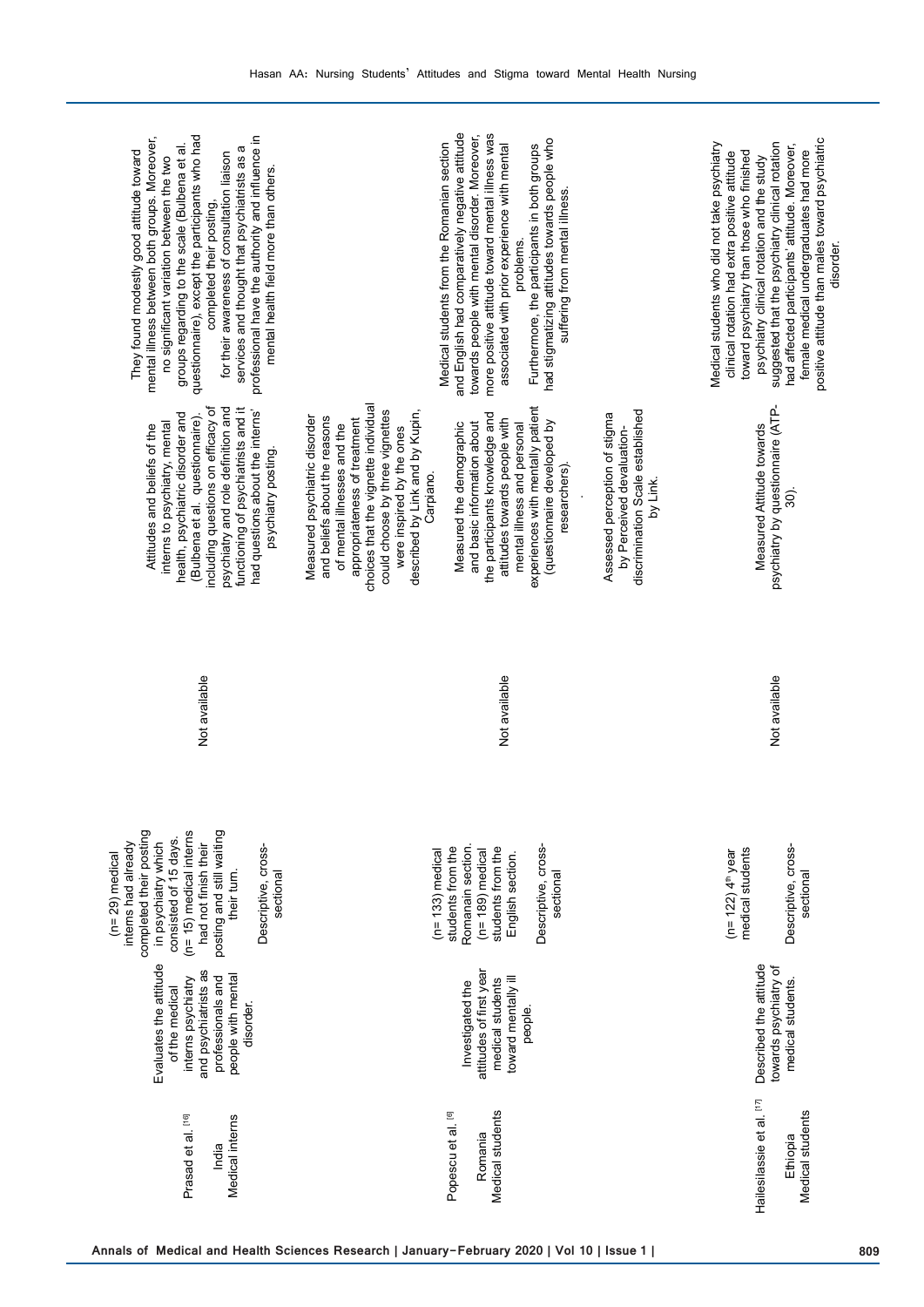| | | | | | |
|---|---|---|---|---|---|
| Prasad et al. [16] India Medical interns | Evaluates the attitude of the medical interns psychiatry and psychiatrists as professionals and people with mental disorder. | (n= 29) medical interns had already completed their posting in psychiatry which consisted of 15 days. (n= 15) medical interns had not finish their posting and still waiting their turn. Descriptive, cross-sectional | Not available | Attitudes and beliefs of the interns to psychiatry, mental health, psychiatric disorder and (Bulbena et al. questionnaire). including questions on efficacy of psychiatry and role definition and functioning of psychiatrists and it had questions about the interns' psychiatry posting. | They found modestly good attitude toward mental illness between both groups. Moreover, no significant variation between the two groups regarding to the scale (Bulbena et al. questionnaire), except the participants who had completed their posting, for their awareness of consultation liaison services and thought that psychiatrists as a professional have the authority and influence in mental health field more than others. |
| Popescu et al. [8] Romania Medical students | Investigated the attitudes of first year medical students toward mentally ill people. | (n= 133) medical students from the Romanain section. (n= 189) medical students from the English section. Descriptive, cross-sectional | Not available | Measured psychiatric disorder and beliefs about the reasons of mental illnesses and the appropriateness of treatment choices that the vignette individual could choose by three vignettes were inspired by the ones described by Link and by Kupin, Carpiano. Measured the demographic and basic information about the participants knowledge and attitudes towards people with mental illness and personal experiences with mentally patient (questionnaire developed by researchers). Assessed perception of stigma by Perceived devaluation-discrimination Scale established by Link. | Medical students from the Romanian section and English had comparatively negative attitude towards people with mental disorder. Moreover, more positive attitude toward mental illness was associated with prior experience with mental problems. Furthermore, the participants in both groups had stigmatizing attitudes towards people who suffering from mental illness. |
| Hailesilassie et al. [17] Ethiopia Medical students | Described the attitude towards psychiatry of medical students. | (n= 122) 4th year medical students Descriptive, cross-sectional | Not available | Measured Attitude towards psychiatry by questionnaire (ATP-30). | Medical students who did not take psychiatry clinical rotation had extra positive attitude toward psychiatry than those who finished psychiatry clinical rotation and the study suggested that the psychiatry clinical rotation had affected participants' attitude. Moreover, female medical undergraduates had more positive attitude than males toward psychiatric disorder. |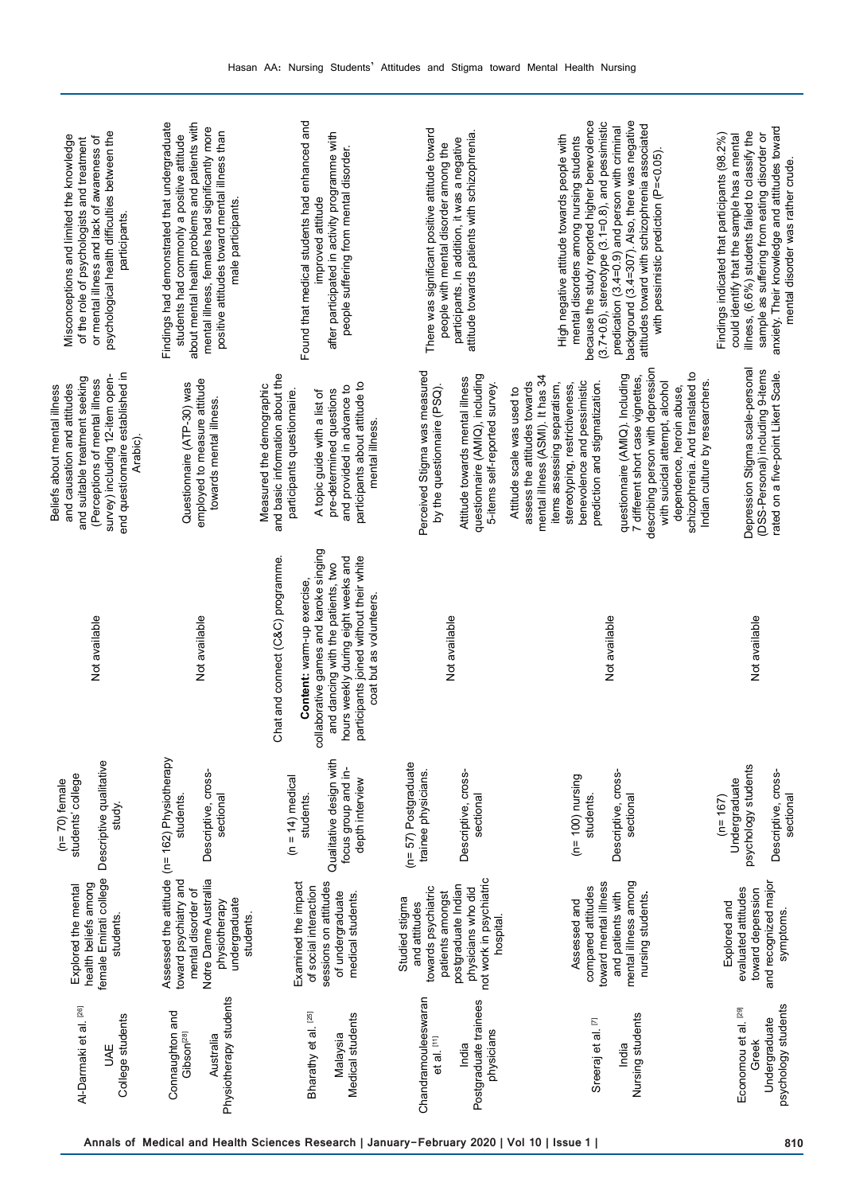| Al-Darmaki et al. [26] UAE College students | Explored the mental health beliefs among female Emirati college students. | (n= 70) female students' college Descriptive qualitative study. | Not available | Beliefs about mental illness and causation and attitudes and suitable treatment seeking (Perceptions of mental illness survey) including 12-item open-end questionnaire established in Arabic). | Misconceptions and limited the knowledge of the role of psychologists and treatment or mental illness and lack of awareness of psychological health difficulties between the participants. |
|---|---|---|---|---|---|
| Connaughton and Gibson[28] Australia Physiotherapy students | Assessed the attitude toward psychiatry and mental disorder of Notre Dame Australia physiotherapy undergraduate students. | (n= 162) Physiotherapy students. Descriptive, cross-sectional | Not available | Questionnaire (ATP-30) was employed to measure attitude towards mental illness. | Findings had demonstrated that undergraduate students had commonly a positive attitude about mental health problems and patients with mental illness, females had significantly more positive attitudes toward mental illness than male participants. |
| Bharathy et al. [25] Malaysia Medical students | Examined the impact of social interaction sessions on attitudes of undergraduate medical students. | (n = 14) medical students. Qualitative design with focus group and in-depth interview | Chat and connect (C&C) programme. **Content:** warm-up exercise, collaborative games and karoke singing and dancing with the patients, two hours weekly during eight weeks and participants joined without their white coat but as volunteers. | Measured the demographic and basic information about the participants questionnaire. A topic guide with a list of pre-determined questions and provided in advance to participants about attitude to mental illness. | Found that medical students had enhanced and improved attitude after participated in activity programme with people suffering from mental disorder. |
| Chandramouleeswaran et al. [11] India Postgraduate trainees physicians | Studied stigma and attitudes towards psychiatric patients amongst postgraduate Indian physicians who did not work in psychiatric hospital. | (n= 57) Postgraduate trainee physicians. Descriptive, cross-sectional | Not available | Perceived Stigma was measured by the questionnaire (PSQ). Attitude towards mental illness questionnaire (AMIQ), including 5-items self-reported survey. | There was significant positive attitude toward people with mental disorder among the participants. In addition, it was a negative attitude towards patients with schizophrenia. |
| Sreeraj et al. [7] India Nursing students | Assessed and compared attitudes toward mental illness and patients with mental illness among nursing students. | (n= 100) nursing students. Descriptive, cross-sectional | Not available | Attitude scale was used to assess the attitudes towards mental illness (ASMI). It has 34 items assessing separatism, stereotyping, restrictiveness, benevolence and pessimistic prediction and stigmatization. questionnaire (AMIQ). Including 7 different short case vignettes, describing person with depression with suicidal attempt, alcohol dependence, heroin abuse, schizophrenia. And translated to Indian culture by researchers. | High negative attitude towards people with mental disorders among nursing students because the study reported higher benevolence (3.7+0.6), stereotype (3.1=0.8), and pessimistic predication (3.4=0.9) and person with criminal background (3.4=307). Also, there was negative attitudes toward with schizophrenia associated with pessimistic prediction (P=<0.05). |
| Economou et al. [29] Greek Undergraduate psychology students | Explored and evaluated attitudes toward depression and recognized major symptoms. | (n= 167) Undergraduate psychology students Descriptive, cross-sectional | Not available | Depression Stigma scale-personal (DSS-Personal) including 9-items rated on a five-point Likert Scale. | Findings indicated that participants (98.2%) could identify that the sample has a mental illness, (6.6%) students failed to classify the sample as suffering from eating disorder or anxiety. Their knowledge and attitudes toward mental disorder was rather crude. |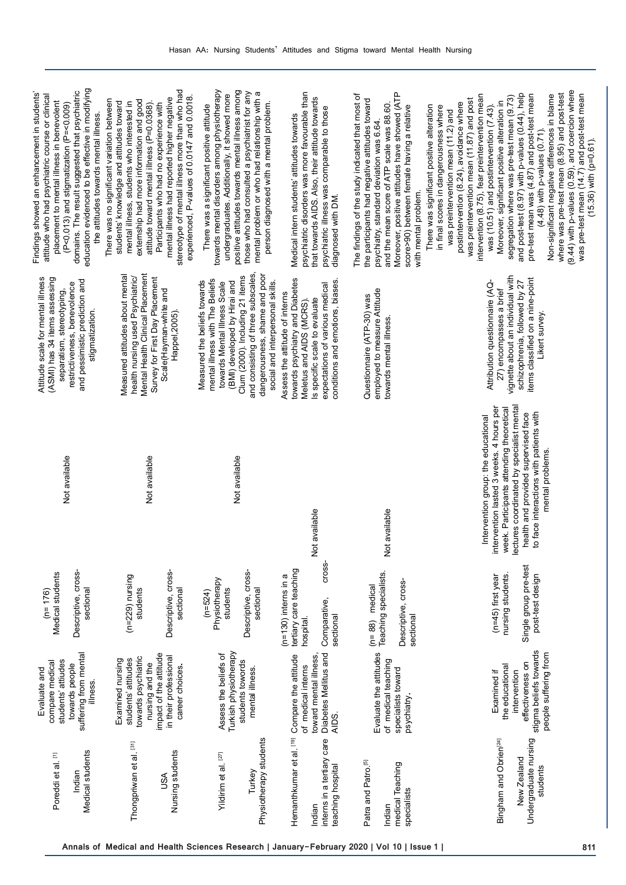| | | | | | |
|---|---|---|---|---|---|
| Poreddi et al. [1] Indian Medical students | Evaluate and compare medical students' attitudes towards people suffering from mental illness. | (n= 176) Medical students Descriptive, cross-sectional | Not available | Attitude scale for mental illness (ASMI) has 34 items assessing separatism, stereotyping, restrictiveness, benevolence and pessimistic prediction and stigmatization. | Findings showed an enhancement in students' attitude who had psychiatric course or clinical placement to mental illness in benevolent (P<0.013) and stigmatization (P=<0.009) domains. The result suggested that psychiatric education evidenced to be effective in modifying the attitudes towards mental illness. |
| Thongpriwan et al. [31] USA Nursing students | Examined nursing students' attitudes towards psychiatric nursing and the impact of the attitude in their professional career choices. | (n=229) nursing students Descriptive, cross-sectional | Not available | Measured attitudes about mental health nursing used Psychiatric/Mental Health Clinical Placement Survey for First Day Placement Scale(Hayman-white and Happel,2005). | There was no significant variation between students' knowledge and attitudes toward mental illness, students who interested in externship had more information and good attitude toward mental illness (P=0.0368). Participants who had no experience with mental illness had reported higher negative stereotype of mental illness more than who had experienced, P-values of 0.0147 and 0.0018. |
| Yildirim et al. [27] Turkey Physiotherapy students | Assess the beliefs of Turkish physiotherapy students towords mental illness. | (n=524) Physiotherapy students Descriptive, cross-sectional | Not available | Measured the beliefs towards mental illness with The Beliefs towards Mental Illness Scale (BMI) developed by Hirai and Clum (2000). Including 21 items and consisting of three subscales, dangerousness, shame and poor social and interpersonal skills. | There was a significant positive attitude towards mental disorders among physiotherapy undergraduates. Additionally, it showed more positive attitudes towards mental illness among those who had consulted a psychiatrist for any mental problem or who had relationship with a person diagnosed with a mental problem. |
| Hemanthkumar et al. [19] Indian interns in a tertiary care teaching hospital | Compare the attitude of medical interns toward mental illness, Diabetes Mellitus and AIDS. | (n=130) interns in a tertiary care teaching hospital. Comparative, cross-sectional | Not available | Assess the attitude of interns towards psychiatry and Diabetes Meletus and AIDS (MCRS). Is specific scale to evaluate expectations of various medical conditions and emotions, biases. | Medical intern students' attitudes towards psychiatric disorders was more favourable than that towards AIDS. Also, their attitude towards psychiatric illness was comparable to those diagnosed with DM. |
| Patra and Patro.[5] Indian medical Teaching specialists | Evaluate the attitudes of medical teaching specialists toward psychiatry. | (n= 88) medical Teaching specialists. Descriptive, cross-sectional | Not available | Questionnaire (ATP-30) was employed to measure Attitude towards mental illness. | The findings of the study indicated that most of the participants had negative attitudes toward psychiatry, standard deviation was 6.64. and the mean score of ATP scale was 88.60. Moreover, positive attitudes have showed (ATP score>90) between female having a relative with mental problem. |
| Bingham and Obrien[24] New Zealand Undergraduate nursing students | Examined if the educational intervention effectiveness on stigma beliefs towards people suffering from | (n=45) first year nursing students. Single group pre-test post-test design | Intervention group: the educational intervention lasted 3 weeks. 4 hours per week. Participants attending theoretical lectures coordinated by specialist mental health and provided supervised face to face interactions with patients with mental problems. | Attribution questionnaire (AQ-27) encompasses a brief vignette about an individual with schizophrenia, followed by 27 items classified on a nine-point Likert survey. | There was significant positive alteration in final scores in dangerousness where was preintervention mean (11.2) and postintervention (8.24), avoidance where was preintervention mean (11.87) and post intervention (8.75), fear preintervention mean was (10.51) and postintervention (7.43). Moreover, significant positive alteration in segregation where was pre-test mean (9.73) and post-test (8.97) with p-values (0.44), help pre-test mean was (4.87) and post-test mean (4.48) with p-values (0.71). Non-significant negative differences in blame where was pre-test mean (8.95) and post-test (9.44) with p-values (0.59), and coercion where was pre-test mean (14.7) and post-test mean (15.36) with (p=0.61). |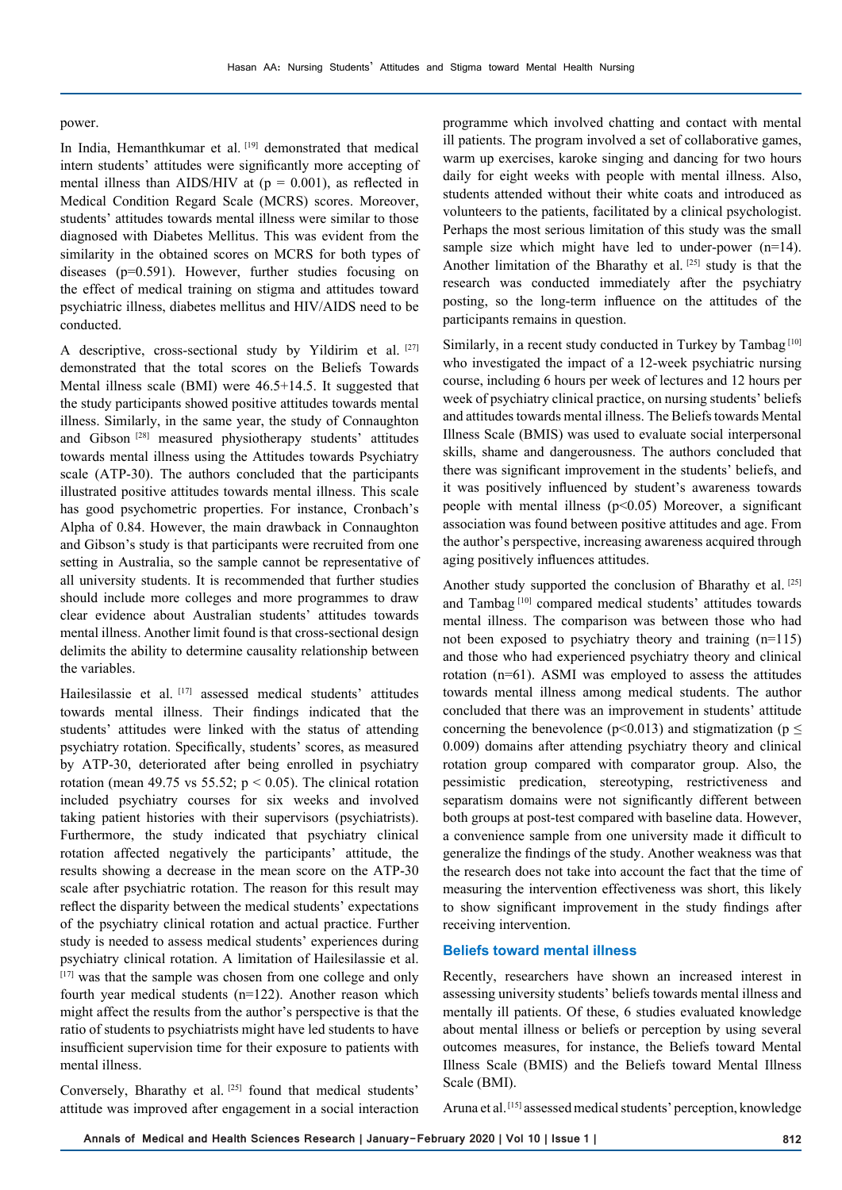power.

In India, Hemanthkumar et al. [19] demonstrated that medical intern students' attitudes were significantly more accepting of mental illness than AIDS/HIV at ($p = 0.001$), as reflected in Medical Condition Regard Scale (MCRS) scores. Moreover, students' attitudes towards mental illness were similar to those diagnosed with Diabetes Mellitus. This was evident from the similarity in the obtained scores on MCRS for both types of diseases ($p=0.591$). However, further studies focusing on the effect of medical training on stigma and attitudes toward psychiatric illness, diabetes mellitus and HIV/AIDS need to be conducted.

A descriptive, cross-sectional study by Yildirim et al. [27] demonstrated that the total scores on the Beliefs Towards Mental illness scale (BMI) were 46.5+14.5. It suggested that the study participants showed positive attitudes towards mental illness. Similarly, in the same year, the study of Connaughton and Gibson [28] measured physiotherapy students' attitudes towards mental illness using the Attitudes towards Psychiatry scale (ATP-30). The authors concluded that the participants illustrated positive attitudes towards mental illness. This scale has good psychometric properties. For instance, Cronbach's Alpha of 0.84. However, the main drawback in Connaughton and Gibson's study is that participants were recruited from one setting in Australia, so the sample cannot be representative of all university students. It is recommended that further studies should include more colleges and more programmes to draw clear evidence about Australian students' attitudes towards mental illness. Another limit found is that cross-sectional design delimits the ability to determine causality relationship between the variables.

Hailesilassie et al. [17] assessed medical students' attitudes towards mental illness. Their findings indicated that the students' attitudes were linked with the status of attending psychiatry rotation. Specifically, students' scores, as measured by ATP-30, deteriorated after being enrolled in psychiatry rotation (mean 49.75 vs 55.52; $p < 0.05$). The clinical rotation included psychiatry courses for six weeks and involved taking patient histories with their supervisors (psychiatrists). Furthermore, the study indicated that psychiatry clinical rotation affected negatively the participants' attitude, the results showing a decrease in the mean score on the ATP-30 scale after psychiatric rotation. The reason for this result may reflect the disparity between the medical students' expectations of the psychiatry clinical rotation and actual practice. Further study is needed to assess medical students' experiences during psychiatry clinical rotation. A limitation of Hailesilassie et al. [17] was that the sample was chosen from one college and only fourth year medical students (n=122). Another reason which might affect the results from the author's perspective is that the ratio of students to psychiatrists might have led students to have insufficient supervision time for their exposure to patients with mental illness.

Conversely, Bharathy et al. [25] found that medical students' attitude was improved after engagement in a social interaction programme which involved chatting and contact with mental ill patients. The program involved a set of collaborative games, warm up exercises, karoke singing and dancing for two hours daily for eight weeks with people with mental illness. Also, students attended without their white coats and introduced as volunteers to the patients, facilitated by a clinical psychologist. Perhaps the most serious limitation of this study was the small sample size which might have led to under-power (n=14). Another limitation of the Bharathy et al. [25] study is that the research was conducted immediately after the psychiatry posting, so the long-term influence on the attitudes of the participants remains in question.

Similarly, in a recent study conducted in Turkey by Tambag [10] who investigated the impact of a 12-week psychiatric nursing course, including 6 hours per week of lectures and 12 hours per week of psychiatry clinical practice, on nursing students' beliefs and attitudes towards mental illness. The Beliefs towards Mental Illness Scale (BMIS) was used to evaluate social interpersonal skills, shame and dangerousness. The authors concluded that there was significant improvement in the students' beliefs, and it was positively influenced by student's awareness towards people with mental illness ($p<0.05$) Moreover, a significant association was found between positive attitudes and age. From the author's perspective, increasing awareness acquired through aging positively influences attitudes.

Another study supported the conclusion of Bharathy et al. [25] and Tambag [10] compared medical students' attitudes towards mental illness. The comparison was between those who had not been exposed to psychiatry theory and training (n=115) and those who had experienced psychiatry theory and clinical rotation (n=61). ASMI was employed to assess the attitudes towards mental illness among medical students. The author concluded that there was an improvement in students' attitude concerning the benevolence ($p<0.013$) and stigmatization ($p \leq 0.009$) domains after attending psychiatry theory and clinical rotation group compared with comparator group. Also, the pessimistic predication, stereotyping, restrictiveness and separatism domains were not significantly different between both groups at post-test compared with baseline data. However, a convenience sample from one university made it difficult to generalize the findings of the study. Another weakness was that the research does not take into account the fact that the time of measuring the intervention effectiveness was short, this likely to show significant improvement in the study findings after receiving intervention.

## Beliefs toward mental illness

Recently, researchers have shown an increased interest in assessing university students' beliefs towards mental illness and mentally ill patients. Of these, 6 studies evaluated knowledge about mental illness or beliefs or perception by using several outcomes measures, for instance, the Beliefs toward Mental Illness Scale (BMIS) and the Beliefs toward Mental Illness Scale (BMI).

Aruna et al. [15] assessed medical students' perception, knowledge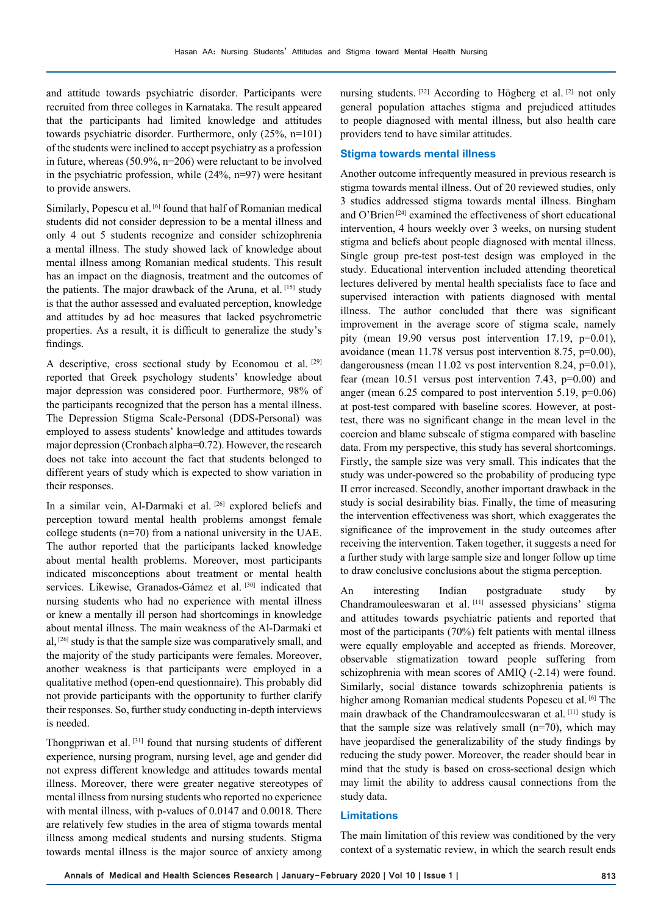and attitude towards psychiatric disorder. Participants were recruited from three colleges in Karnataka. The result appeared that the participants had limited knowledge and attitudes towards psychiatric disorder. Furthermore, only (25%, n=101) of the students were inclined to accept psychiatry as a profession in future, whereas (50.9%, n=206) were reluctant to be involved in the psychiatric profession, while (24%, n=97) were hesitant to provide answers.

Similarly, Popescu et al. [6] found that half of Romanian medical students did not consider depression to be a mental illness and only 4 out 5 students recognize and consider schizophrenia a mental illness. The study showed lack of knowledge about mental illness among Romanian medical students. This result has an impact on the diagnosis, treatment and the outcomes of the patients. The major drawback of the Aruna, et al. [15] study is that the author assessed and evaluated perception, knowledge and attitudes by ad hoc measures that lacked psychrometric properties. As a result, it is difficult to generalize the study's findings.

A descriptive, cross sectional study by Economou et al. [29] reported that Greek psychology students' knowledge about major depression was considered poor. Furthermore, 98% of the participants recognized that the person has a mental illness. The Depression Stigma Scale-Personal (DDS-Personal) was employed to assess students' knowledge and attitudes towards major depression (Cronbach alpha=0.72). However, the research does not take into account the fact that students belonged to different years of study which is expected to show variation in their responses.

In a similar vein, Al-Darmaki et al. [26] explored beliefs and perception toward mental health problems amongst female college students (n=70) from a national university in the UAE. The author reported that the participants lacked knowledge about mental health problems. Moreover, most participants indicated misconceptions about treatment or mental health services. Likewise, Granados-Gámez et al. [30] indicated that nursing students who had no experience with mental illness or knew a mentally ill person had shortcomings in knowledge about mental illness. The main weakness of the Al-Darmaki et al, [26] study is that the sample size was comparatively small, and the majority of the study participants were females. Moreover, another weakness is that participants were employed in a qualitative method (open-end questionnaire). This probably did not provide participants with the opportunity to further clarify their responses. So, further study conducting in-depth interviews is needed.

Thongpriwan et al. [31] found that nursing students of different experience, nursing program, nursing level, age and gender did not express different knowledge and attitudes towards mental illness. Moreover, there were greater negative stereotypes of mental illness from nursing students who reported no experience with mental illness, with p-values of 0.0147 and 0.0018. There are relatively few studies in the area of stigma towards mental illness among medical students and nursing students. Stigma towards mental illness is the major source of anxiety among nursing students. [32] According to Högberg et al. [2] not only general population attaches stigma and prejudiced attitudes to people diagnosed with mental illness, but also health care providers tend to have similar attitudes.

## Stigma towards mental illness

Another outcome infrequently measured in previous research is stigma towards mental illness. Out of 20 reviewed studies, only 3 studies addressed stigma towards mental illness. Bingham and O'Brien [24] examined the effectiveness of short educational intervention, 4 hours weekly over 3 weeks, on nursing student stigma and beliefs about people diagnosed with mental illness. Single group pre-test post-test design was employed in the study. Educational intervention included attending theoretical lectures delivered by mental health specialists face to face and supervised interaction with patients diagnosed with mental illness. The author concluded that there was significant improvement in the average score of stigma scale, namely pity (mean 19.90 versus post intervention 17.19, p=0.01), avoidance (mean 11.78 versus post intervention 8.75, p=0.00), dangerousness (mean 11.02 vs post intervention 8.24, p=0.01), fear (mean 10.51 versus post intervention 7.43, p=0.00) and anger (mean 6.25 compared to post intervention 5.19, p=0.06) at post-test compared with baseline scores. However, at post-test, there was no significant change in the mean level in the coercion and blame subscale of stigma compared with baseline data. From my perspective, this study has several shortcomings. Firstly, the sample size was very small. This indicates that the study was under-powered so the probability of producing type II error increased. Secondly, another important drawback in the study is social desirability bias. Finally, the time of measuring the intervention effectiveness was short, which exaggerates the significance of the improvement in the study outcomes after receiving the intervention. Taken together, it suggests a need for a further study with large sample size and longer follow up time to draw conclusive conclusions about the stigma perception.

An interesting Indian postgraduate study by Chandramouleeswaran et al. [11] assessed physicians' stigma and attitudes towards psychiatric patients and reported that most of the participants (70%) felt patients with mental illness were equally employable and accepted as friends. Moreover, observable stigmatization toward people suffering from schizophrenia with mean scores of AMIQ (-2.14) were found. Similarly, social distance towards schizophrenia patients is higher among Romanian medical students Popescu et al. [6] The main drawback of the Chandramouleeswaran et al. [11] study is that the sample size was relatively small (n=70), which may have jeopardised the generalizability of the study findings by reducing the study power. Moreover, the reader should bear in mind that the study is based on cross-sectional design which may limit the ability to address causal connections from the study data.

## Limitations

The main limitation of this review was conditioned by the very context of a systematic review, in which the search result ends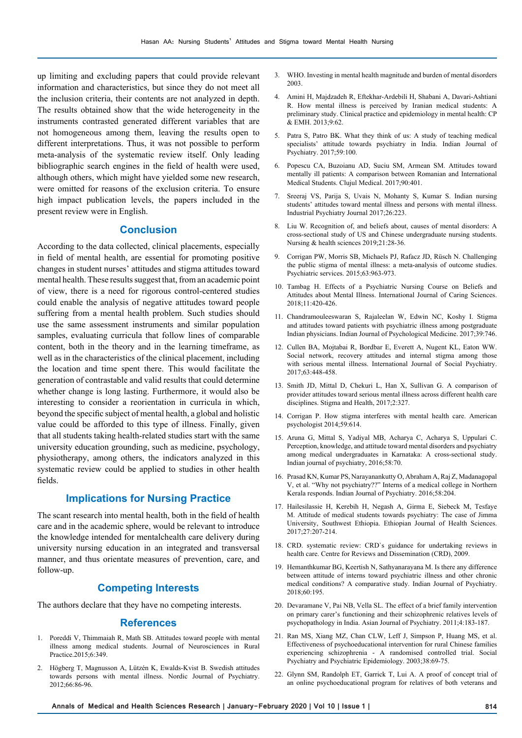up limiting and excluding papers that could provide relevant information and characteristics, but since they do not meet all the inclusion criteria, their contents are not analyzed in depth. The results obtained show that the wide heterogeneity in the instruments contrasted generated different variables that are not homogeneous among them, leaving the results open to different interpretations. Thus, it was not possible to perform meta-analysis of the systematic review itself. Only leading bibliographic search engines in the field of health were used, although others, which might have yielded some new research, were omitted for reasons of the exclusion criteria. To ensure high impact publication levels, the papers included in the present review were in English.

## Conclusion

According to the data collected, clinical placements, especially in field of mental health, are essential for promoting positive changes in student nurses' attitudes and stigma attitudes toward mental health. These results suggest that, from an academic point of view, there is a need for rigorous control-centered studies could enable the analysis of negative attitudes toward people suffering from a mental health problem. Such studies should use the same assessment instruments and similar population samples, evaluating curricula that follow lines of comparable content, both in the theory and in the learning timeframe, as well as in the characteristics of the clinical placement, including the location and time spent there. This would facilitate the generation of contrastable and valid results that could determine whether change is long lasting. Furthermore, it would also be interesting to consider a reorientation in curricula in which, beyond the specific subject of mental health, a global and holistic value could be afforded to this type of illness. Finally, given that all students taking health-related studies start with the same university education grounding, such as medicine, psychology, physiotherapy, among others, the indicators analyzed in this systematic review could be applied to studies in other health fields.

## Implications for Nursing Practice

The scant research into mental health, both in the field of health care and in the academic sphere, would be relevant to introduce the knowledge intended for mentalchealth care delivery during university nursing education in an integrated and transversal manner, and thus orientate measures of prevention, care, and follow-up.

## Competing Interests

The authors declare that they have no competing interests.

## References

1. Poreddi V, Thimmaiah R, Math SB. Attitudes toward people with mental illness among medical students. Journal of Neurosciences in Rural Practice.2015;6:349.
2. Högberg T, Magnusson A, Lützén K, Ewalds-Kvist B. Swedish attitudes towards persons with mental illness. Nordic Journal of Psychiatry. 2012;66:86-96.
3. WHO. Investing in mental health magnitude and burden of mental disorders 2003.
4. Amini H, Majdzadeh R, Eftekhar-Ardebili H, Shabani A, Davari-Ashtiani R. How mental illness is perceived by Iranian medical students: A preliminary study. Clinical practice and epidemiology in mental health: CP & EMH. 2013;9:62.
5. Patra S, Patro BK. What they think of us: A study of teaching medical specialists' attitude towards psychiatry in India. Indian Journal of Psychiatry. 2017;59:100.
6. Popescu CA, Buzoianu AD, Suciu SM, Armean SM. Attitudes toward mentally ill patients: A comparison between Romanian and International Medical Students. Clujul Medical. 2017;90:401.
7. Sreeraj VS, Parija S, Uvais N, Mohanty S, Kumar S. Indian nursing students' attitudes toward mental illness and persons with mental illness. Industrial Psychiatry Journal 2017;26:223.
8. Liu W. Recognition of, and beliefs about, causes of mental disorders: A cross-sectional study of US and Chinese undergraduate nursing students. Nursing & health sciences 2019;21:28-36.
9. Corrigan PW, Morris SB, Michaels PJ, Rafacz JD, Rüsch N. Challenging the public stigma of mental illness: a meta-analysis of outcome studies. Psychiatric services. 2015;63:963-973.
10. Tambag H. Effects of a Psychiatric Nursing Course on Beliefs and Attitudes about Mental Illness. International Journal of Caring Sciences. 2018;11:420-426.
11. Chandramouleeswaran S, Rajaleelan W, Edwin NC, Koshy I. Stigma and attitudes toward patients with psychiatric illness among postgraduate Indian physicians. Indian Journal of Psychological Medicine. 2017;39:746.
12. Cullen BA, Mojtabai R, Bordbar E, Everett A, Nugent KL, Eaton WW. Social network, recovery attitudes and internal stigma among those with serious mental illness. International Journal of Social Psychiatry. 2017;63:448-458.
13. Smith JD, Mittal D, Chekuri L, Han X, Sullivan G. A comparison of provider attitudes toward serious mental illness across different health care disciplines. Stigma and Health, 2017;2:327.
14. Corrigan P. How stigma interferes with mental health care. American psychologist 2014;59:614.
15. Aruna G, Mittal S, Yadiyal MB, Acharya C, Acharya S, Uppulari C. Perception, knowledge, and attitude toward mental disorders and psychiatry among medical undergraduates in Karnataka: A cross-sectional study. Indian journal of psychiatry, 2016;58:70.
16. Prasad KN, Kumar PS, Narayanankutty O, Abraham A, Raj Z, Madanagopal V, et al. "Why not psychiatry??" Interns of a medical college in Northern Kerala responds. Indian Journal of Psychiatry. 2016;58:204.
17. Hailesilassie H, Kerebih H, Negash A, Girma E, Siebeck M, Tesfaye M. Attitude of medical students towards psychiatry: The case of Jimma University, Southwest Ethiopia. Ethiopian Journal of Health Sciences. 2017;27:207-214.
18. CRD. systematic review: CRD`s guidance for undertaking reviews in health care. Centre for Reviews and Dissemination (CRD), 2009.
19. Hemanthkumar BG, Keertish N, Sathyanarayana M. Is there any difference between attitude of interns toward psychiatric illness and other chronic medical conditions? A comparative study. Indian Journal of Psychiatry. 2018;60:195.
20. Devaramane V, Pai NB, Vella SL. The effect of a brief family intervention on primary carer's functioning and their schizophrenic relatives levels of psychopathology in India. Asian Journal of Psychiatry. 2011;4:183-187.
21. Ran MS, Xiang MZ, Chan CLW, Leff J, Simpson P, Huang MS, et al. Effectiveness of psychoeducational intervention for rural Chinese families experiencing schizophrenia - A randomised controlled trial. Social Psychiatry and Psychiatric Epidemiology. 2003;38:69-75.
22. Glynn SM, Randolph ET, Garrick T, Lui A. A proof of concept trial of an online psychoeducational program for relatives of both veterans and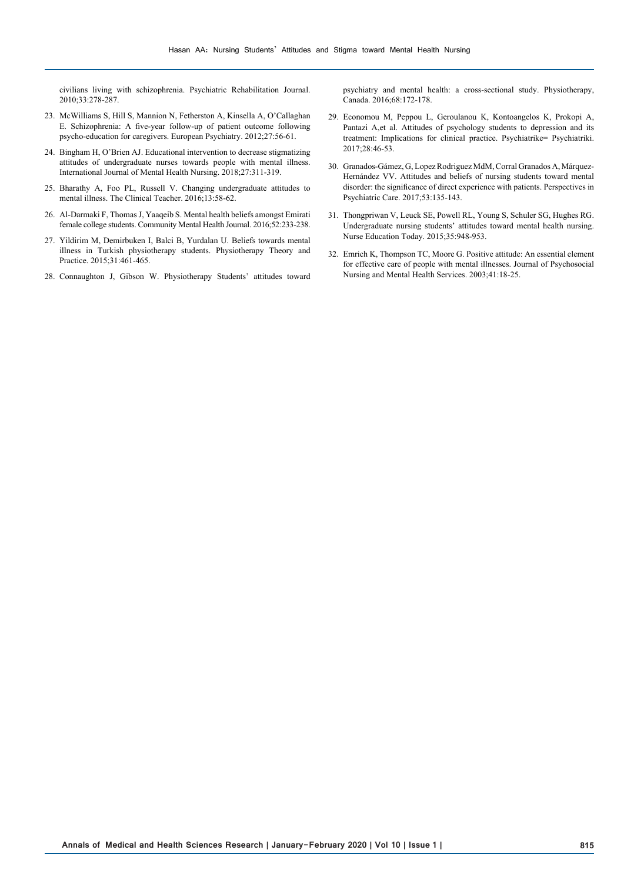civilians living with schizophrenia. Psychiatric Rehabilitation Journal. 2010;33:278-287.

23. McWilliams S, Hill S, Mannion N, Fetherston A, Kinsella A, O'Callaghan E. Schizophrenia: A five-year follow-up of patient outcome following psycho-education for caregivers. European Psychiatry. 2012;27:56-61.

24. Bingham H, O'Brien AJ. Educational intervention to decrease stigmatizing attitudes of undergraduate nurses towards people with mental illness. International Journal of Mental Health Nursing. 2018;27:311-319.

25. Bharathy A, Foo PL, Russell V. Changing undergraduate attitudes to mental illness. The Clinical Teacher. 2016;13:58-62.

26. Al-Darmaki F, Thomas J, Yaaqeib S. Mental health beliefs amongst Emirati female college students. Community Mental Health Journal. 2016;52:233-238.

27. Yildirim M, Demirbuken I, Balci B, Yurdalan U. Beliefs towards mental illness in Turkish physiotherapy students. Physiotherapy Theory and Practice. 2015;31:461-465.

28. Connaughton J, Gibson W. Physiotherapy Students' attitudes toward psychiatry and mental health: a cross-sectional study. Physiotherapy, Canada. 2016;68:172-178.

29. Economou M, Peppou L, Geroulanou K, Kontoangelos K, Prokopi A, Pantazi A,et al. Attitudes of psychology students to depression and its treatment: Implications for clinical practice. Psychiatrike= Psychiatriki. 2017;28:46-53.

30. Granados-Gámez, G, Lopez Rodriguez MdM, Corral Granados A, Márquez-Hernández VV. Attitudes and beliefs of nursing students toward mental disorder: the significance of direct experience with patients. Perspectives in Psychiatric Care. 2017;53:135-143.

31. Thongpriwan V, Leuck SE, Powell RL, Young S, Schuler SG, Hughes RG. Undergraduate nursing students' attitudes toward mental health nursing. Nurse Education Today. 2015;35:948-953.

32. Emrich K, Thompson TC, Moore G. Positive attitude: An essential element for effective care of people with mental illnesses. Journal of Psychosocial Nursing and Mental Health Services. 2003;41:18-25.